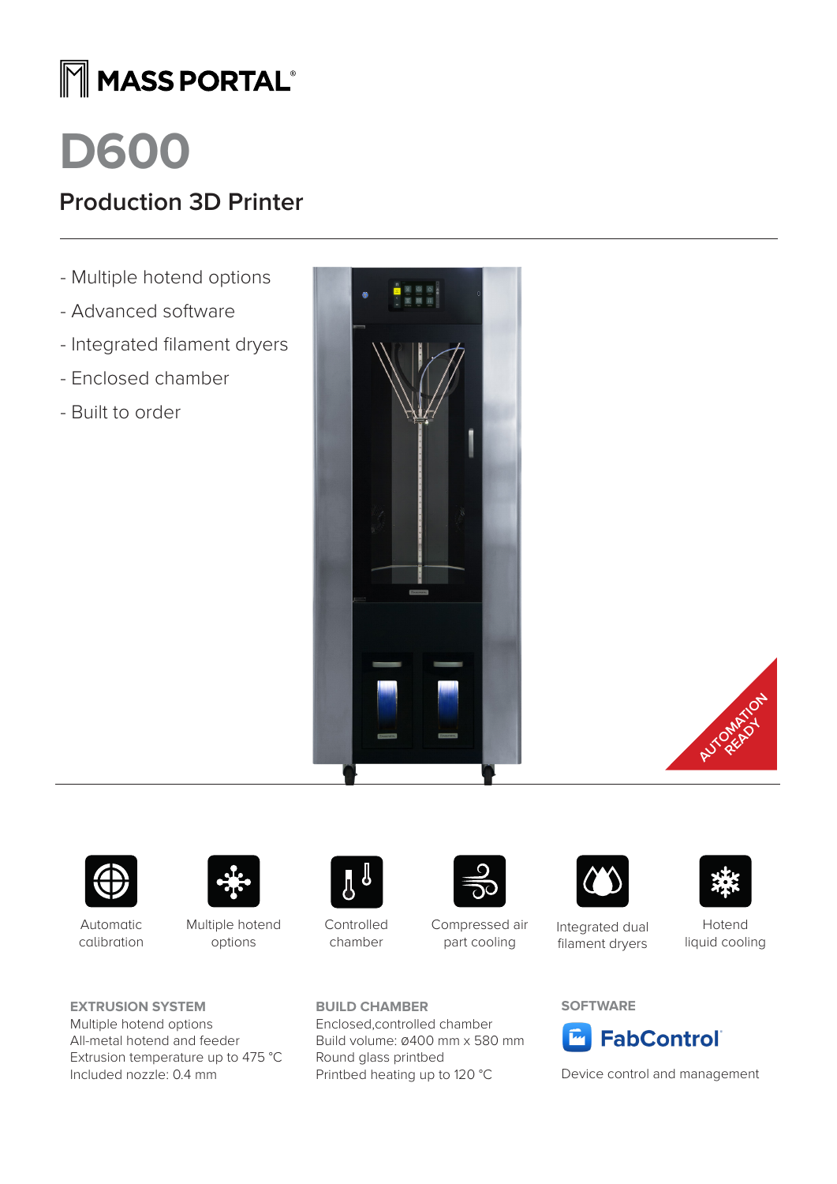MASS PORTAL®

# D600

## Production 3D Printer

- Multiple hotend options
- Advanced software
- Integrated filament dryers
- Enclosed chamber
- Built to order

AUTOMATION READY

Automatic calibration

Multiple hotend options

Controlled chamber

Compressed air part cooling

Integrated dual filament dryers

Hotend liquid cooling

### EXTRUSION SYSTEM

Multiple hotend options
All-metal hotend and feeder
Extrusion temperature up to 475 °C
Included nozzle: 0.4 mm

### BUILD CHAMBER

Enclosed,controlled chamber
Build volume: ø400 mm x 580 mm
Round glass printbed
Printbed heating up to 120 °C

### SOFTWARE

FabControl®

Device control and management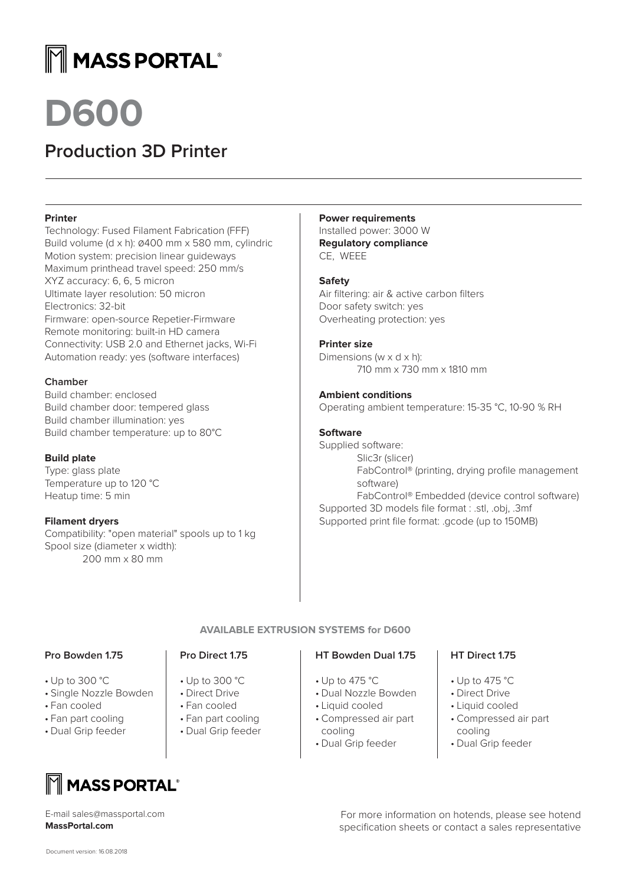# MASS PORTAL®

# D600

## Production 3D Printer

**Printer**

Technology: Fused Filament Fabrication (FFF)
Build volume (d x h): ø400 mm x 580 mm, cylindric
Motion system: precision linear guideways
Maximum printhead travel speed: 250 mm/s
XYZ accuracy: 6, 6, 5 micron
Ultimate layer resolution: 50 micron
Electronics: 32-bit
Firmware: open-source Repetier-Firmware
Remote monitoring: built-in HD camera
Connectivity: USB 2.0 and Ethernet jacks, Wi-Fi
Automation ready: yes (software interfaces)

**Chamber**

Build chamber: enclosed
Build chamber door: tempered glass
Build chamber illumination: yes
Build chamber temperature: up to 80°C

**Build plate**

Type: glass plate
Temperature up to 120 °C
Heatup time: 5 min

**Filament dryers**

Compatibility: "open material" spools up to 1 kg
Spool size (diameter x width):
200 mm x 80 mm

**Power requirements**

Installed power: 3000 W

**Regulatory compliance**

CE, WEEE

**Safety**

Air filtering: air & active carbon filters
Door safety switch: yes
Overheating protection: yes

**Printer size**

Dimensions (w x d x h):
710 mm x 730 mm x 1810 mm

**Ambient conditions**

Operating ambient temperature: 15-35 °C, 10-90 % RH

**Software**

Supplied software:
Slic3r (slicer)
FabControl® (printing, drying profile management software)
FabControl® Embedded (device control software)
Supported 3D models file format : .stl, .obj, .3mf
Supported print file format: .gcode (up to 150MB)

### AVAILABLE EXTRUSION SYSTEMS for D600

**Pro Bowden 1.75**

- Up to 300 °C
- Single Nozzle Bowden
- Fan cooled
- Fan part cooling
- Dual Grip feeder

**Pro Direct 1.75**

- Up to 300 °C
- Direct Drive
- Fan cooled
- Fan part cooling
- Dual Grip feeder

**HT Bowden Dual 1.75**

- Up to 475 °C
- Dual Nozzle Bowden
- Liquid cooled
- Compressed air part cooling
- Dual Grip feeder

**HT Direct 1.75**

- Up to 475 °C
- Direct Drive
- Liquid cooled
- Compressed air part cooling
- Dual Grip feeder

MASS PORTAL®

E-mail sales@massportal.com
**MassPortal.com**

For more information on hotends, please see hotend specification sheets or contact a sales representative

Document version: 16.08.2018